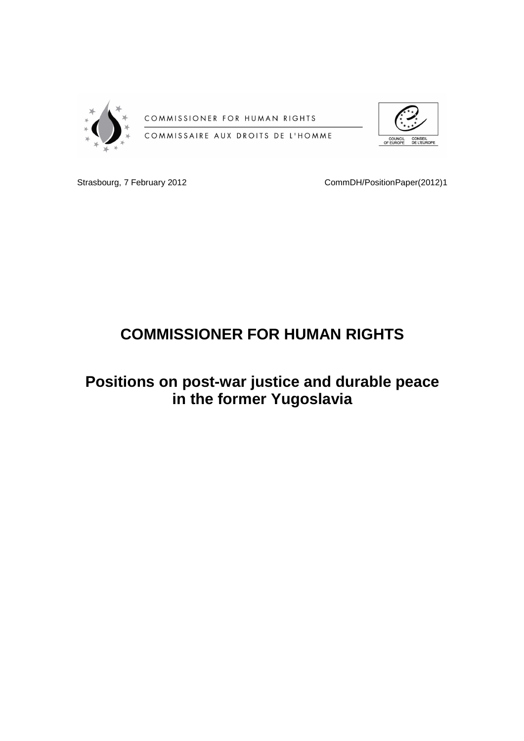COMMISSIONER FOR HUMAN RIGHTS

COMMISSAIRE AUX DROITS DE L'HOMME

COUNCIL OF EUROPE — CONSEIL DE L'EUROPE

Strasbourg, 7 February 2012

CommDH/PositionPaper(2012)1

# COMMISSIONER FOR HUMAN RIGHTS

## Positions on post-war justice and durable peace in the former Yugoslavia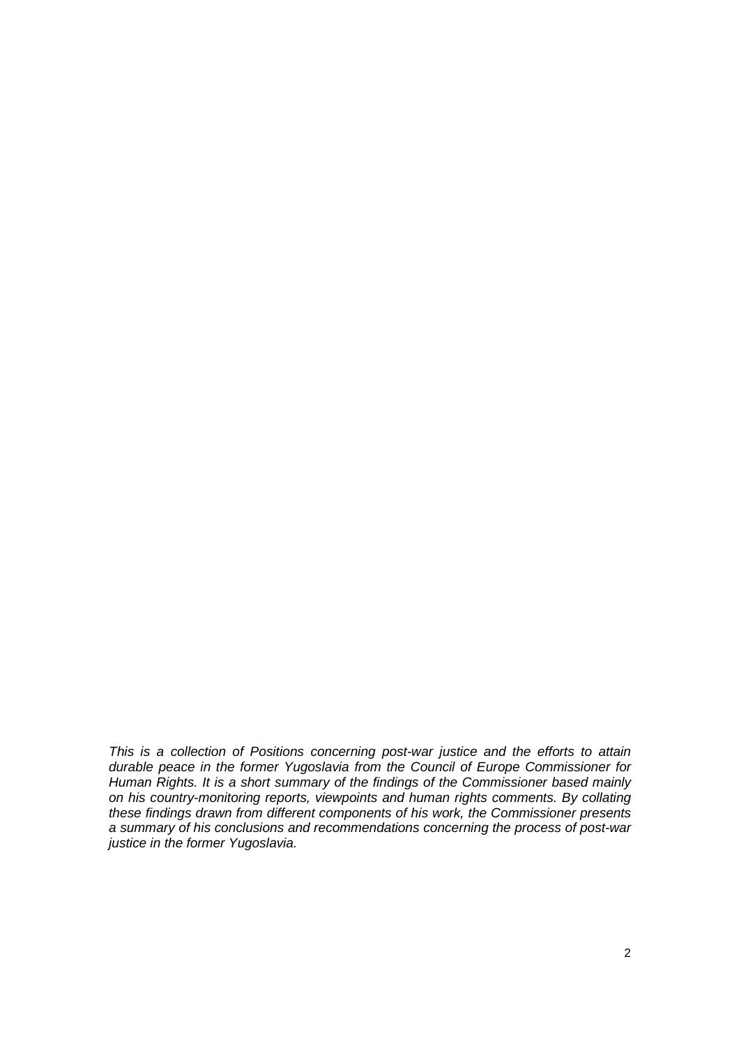*This is a collection of Positions concerning post-war justice and the efforts to attain durable peace in the former Yugoslavia from the Council of Europe Commissioner for Human Rights. It is a short summary of the findings of the Commissioner based mainly on his country-monitoring reports, viewpoints and human rights comments. By collating these findings drawn from different components of his work, the Commissioner presents a summary of his conclusions and recommendations concerning the process of post-war justice in the former Yugoslavia.*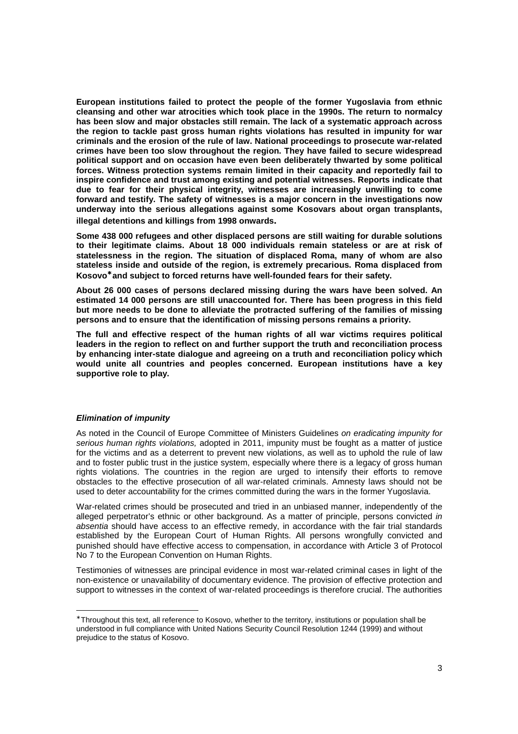**European institutions failed to protect the people of the former Yugoslavia from ethnic cleansing and other war atrocities which took place in the 1990s. The return to normalcy has been slow and major obstacles still remain. The lack of a systematic approach across the region to tackle past gross human rights violations has resulted in impunity for war criminals and the erosion of the rule of law. National proceedings to prosecute war-related crimes have been too slow throughout the region. They have failed to secure widespread political support and on occasion have even been deliberately thwarted by some political forces. Witness protection systems remain limited in their capacity and reportedly fail to inspire confidence and trust among existing and potential witnesses. Reports indicate that due to fear for their physical integrity, witnesses are increasingly unwilling to come forward and testify. The safety of witnesses is a major concern in the investigations now underway into the serious allegations against some Kosovars about organ transplants, illegal detentions and killings from 1998 onwards.**

**Some 438 000 refugees and other displaced persons are still waiting for durable solutions to their legitimate claims. About 18 000 individuals remain stateless or are at risk of statelessness in the region. The situation of displaced Roma, many of whom are also stateless inside and outside of the region, is extremely precarious. Roma displaced from Kosovo* and subject to forced returns have well-founded fears for their safety.**

**About 26 000 cases of persons declared missing during the wars have been solved. An estimated 14 000 persons are still unaccounted for. There has been progress in this field but more needs to be done to alleviate the protracted suffering of the families of missing persons and to ensure that the identification of missing persons remains a priority.**

**The full and effective respect of the human rights of all war victims requires political leaders in the region to reflect on and further support the truth and reconciliation process by enhancing inter-state dialogue and agreeing on a truth and reconciliation policy which would unite all countries and peoples concerned. European institutions have a key supportive role to play.**

### ***Elimination of impunity***

As noted in the Council of Europe Committee of Ministers Guidelines *on eradicating impunity for serious human rights violations,* adopted in 2011, impunity must be fought as a matter of justice for the victims and as a deterrent to prevent new violations, as well as to uphold the rule of law and to foster public trust in the justice system, especially where there is a legacy of gross human rights violations. The countries in the region are urged to intensify their efforts to remove obstacles to the effective prosecution of all war-related criminals. Amnesty laws should not be used to deter accountability for the crimes committed during the wars in the former Yugoslavia.

War-related crimes should be prosecuted and tried in an unbiased manner, independently of the alleged perpetrator's ethnic or other background. As a matter of principle, persons convicted *in absentia* should have access to an effective remedy, in accordance with the fair trial standards established by the European Court of Human Rights. All persons wrongfully convicted and punished should have effective access to compensation, in accordance with Article 3 of Protocol No 7 to the European Convention on Human Rights.

Testimonies of witnesses are principal evidence in most war-related criminal cases in light of the non-existence or unavailability of documentary evidence. The provision of effective protection and support to witnesses in the context of war-related proceedings is therefore crucial. The authorities

---

* Throughout this text, all reference to Kosovo, whether to the territory, institutions or population shall be understood in full compliance with United Nations Security Council Resolution 1244 (1999) and without prejudice to the status of Kosovo.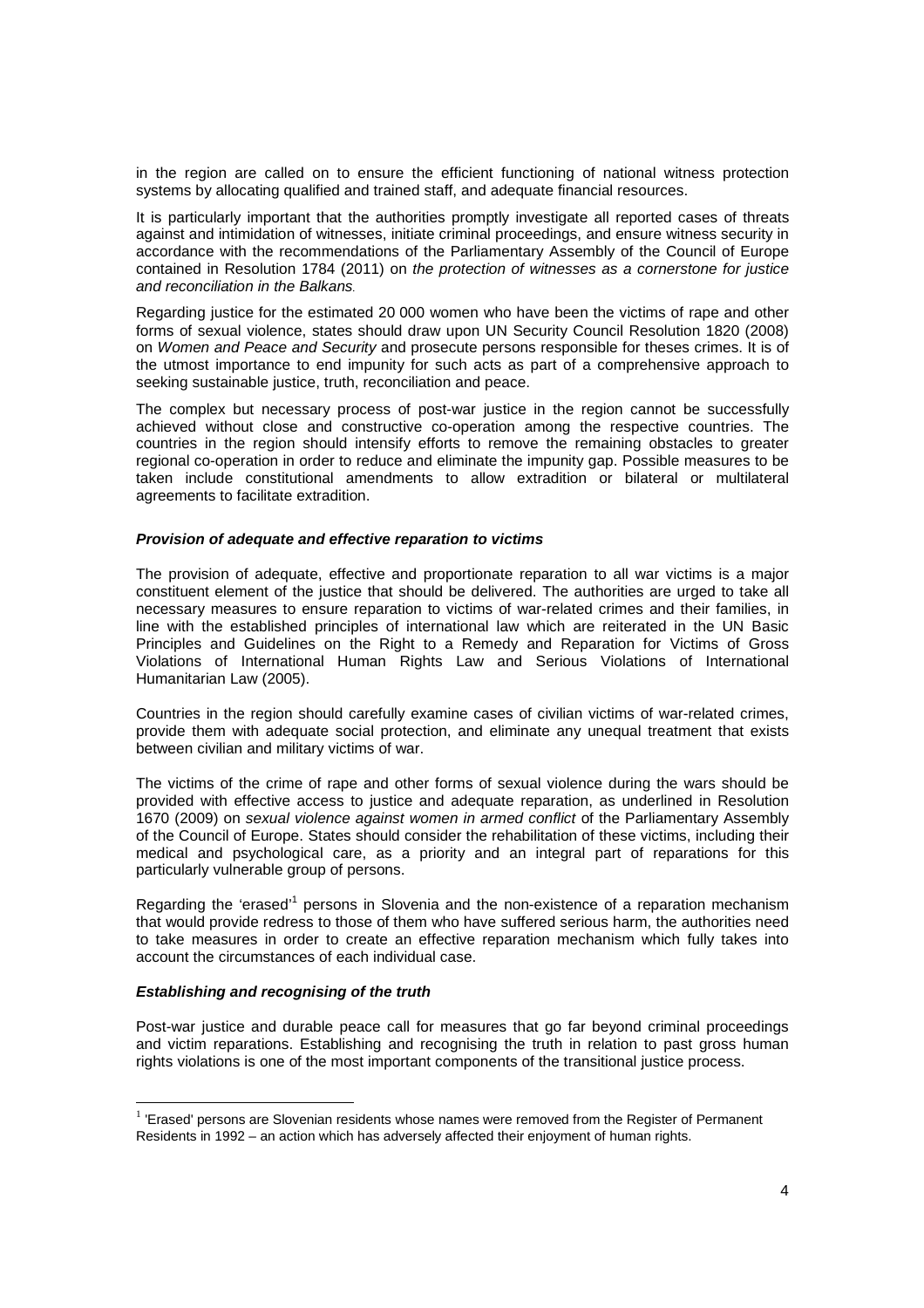in the region are called on to ensure the efficient functioning of national witness protection systems by allocating qualified and trained staff, and adequate financial resources.

It is particularly important that the authorities promptly investigate all reported cases of threats against and intimidation of witnesses, initiate criminal proceedings, and ensure witness security in accordance with the recommendations of the Parliamentary Assembly of the Council of Europe contained in Resolution 1784 (2011) on *the protection of witnesses as a cornerstone for justice and reconciliation in the Balkans*.

Regarding justice for the estimated 20 000 women who have been the victims of rape and other forms of sexual violence, states should draw upon UN Security Council Resolution 1820 (2008) on *Women and Peace and Security* and prosecute persons responsible for theses crimes. It is of the utmost importance to end impunity for such acts as part of a comprehensive approach to seeking sustainable justice, truth, reconciliation and peace.

The complex but necessary process of post-war justice in the region cannot be successfully achieved without close and constructive co-operation among the respective countries. The countries in the region should intensify efforts to remove the remaining obstacles to greater regional co-operation in order to reduce and eliminate the impunity gap. Possible measures to be taken include constitutional amendments to allow extradition or bilateral or multilateral agreements to facilitate extradition.

***Provision of adequate and effective reparation to victims***

The provision of adequate, effective and proportionate reparation to all war victims is a major constituent element of the justice that should be delivered. The authorities are urged to take all necessary measures to ensure reparation to victims of war-related crimes and their families, in line with the established principles of international law which are reiterated in the UN Basic Principles and Guidelines on the Right to a Remedy and Reparation for Victims of Gross Violations of International Human Rights Law and Serious Violations of International Humanitarian Law (2005).

Countries in the region should carefully examine cases of civilian victims of war-related crimes, provide them with adequate social protection, and eliminate any unequal treatment that exists between civilian and military victims of war.

The victims of the crime of rape and other forms of sexual violence during the wars should be provided with effective access to justice and adequate reparation, as underlined in Resolution 1670 (2009) on *sexual violence against women in armed conflict* of the Parliamentary Assembly of the Council of Europe. States should consider the rehabilitation of these victims, including their medical and psychological care, as a priority and an integral part of reparations for this particularly vulnerable group of persons.

Regarding the 'erased'[1] persons in Slovenia and the non-existence of a reparation mechanism that would provide redress to those of them who have suffered serious harm, the authorities need to take measures in order to create an effective reparation mechanism which fully takes into account the circumstances of each individual case.

***Establishing and recognising of the truth***

Post-war justice and durable peace call for measures that go far beyond criminal proceedings and victim reparations. Establishing and recognising the truth in relation to past gross human rights violations is one of the most important components of the transitional justice process.

[1] 'Erased' persons are Slovenian residents whose names were removed from the Register of Permanent Residents in 1992 – an action which has adversely affected their enjoyment of human rights.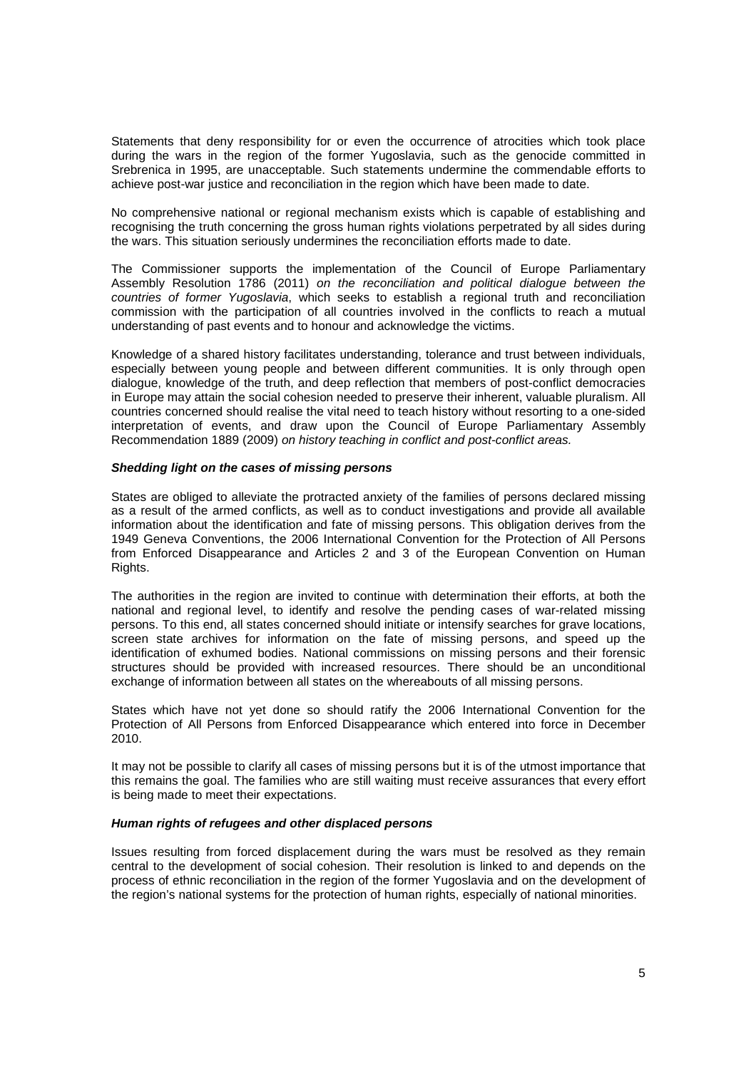Statements that deny responsibility for or even the occurrence of atrocities which took place during the wars in the region of the former Yugoslavia, such as the genocide committed in Srebrenica in 1995, are unacceptable. Such statements undermine the commendable efforts to achieve post-war justice and reconciliation in the region which have been made to date.

No comprehensive national or regional mechanism exists which is capable of establishing and recognising the truth concerning the gross human rights violations perpetrated by all sides during the wars. This situation seriously undermines the reconciliation efforts made to date.

The Commissioner supports the implementation of the Council of Europe Parliamentary Assembly Resolution 1786 (2011) *on the reconciliation and political dialogue between the countries of former Yugoslavia*, which seeks to establish a regional truth and reconciliation commission with the participation of all countries involved in the conflicts to reach a mutual understanding of past events and to honour and acknowledge the victims.

Knowledge of a shared history facilitates understanding, tolerance and trust between individuals, especially between young people and between different communities. It is only through open dialogue, knowledge of the truth, and deep reflection that members of post-conflict democracies in Europe may attain the social cohesion needed to preserve their inherent, valuable pluralism. All countries concerned should realise the vital need to teach history without resorting to a one-sided interpretation of events, and draw upon the Council of Europe Parliamentary Assembly Recommendation 1889 (2009) *on history teaching in conflict and post-conflict areas.*

### *Shedding light on the cases of missing persons*

States are obliged to alleviate the protracted anxiety of the families of persons declared missing as a result of the armed conflicts, as well as to conduct investigations and provide all available information about the identification and fate of missing persons. This obligation derives from the 1949 Geneva Conventions, the 2006 International Convention for the Protection of All Persons from Enforced Disappearance and Articles 2 and 3 of the European Convention on Human Rights.

The authorities in the region are invited to continue with determination their efforts, at both the national and regional level, to identify and resolve the pending cases of war-related missing persons. To this end, all states concerned should initiate or intensify searches for grave locations, screen state archives for information on the fate of missing persons, and speed up the identification of exhumed bodies. National commissions on missing persons and their forensic structures should be provided with increased resources. There should be an unconditional exchange of information between all states on the whereabouts of all missing persons.

States which have not yet done so should ratify the 2006 International Convention for the Protection of All Persons from Enforced Disappearance which entered into force in December 2010.

It may not be possible to clarify all cases of missing persons but it is of the utmost importance that this remains the goal. The families who are still waiting must receive assurances that every effort is being made to meet their expectations.

### *Human rights of refugees and other displaced persons*

Issues resulting from forced displacement during the wars must be resolved as they remain central to the development of social cohesion. Their resolution is linked to and depends on the process of ethnic reconciliation in the region of the former Yugoslavia and on the development of the region's national systems for the protection of human rights, especially of national minorities.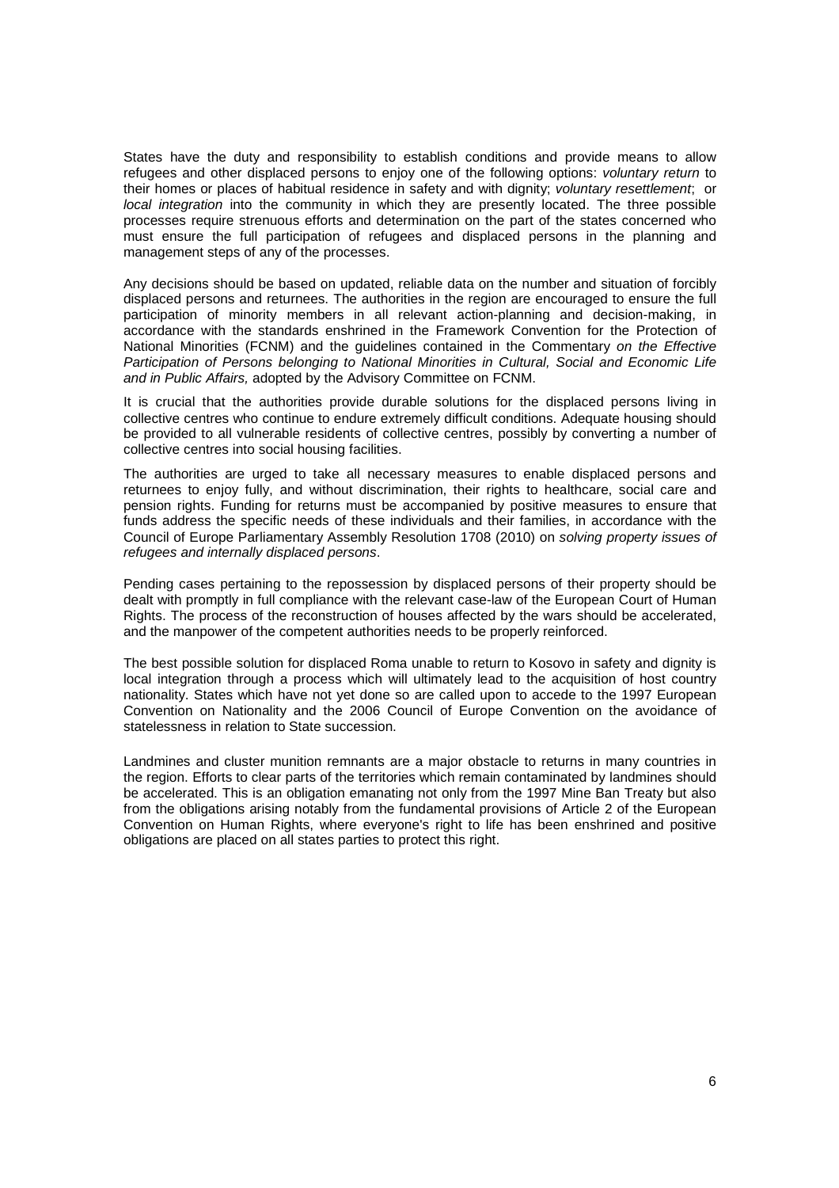States have the duty and responsibility to establish conditions and provide means to allow refugees and other displaced persons to enjoy one of the following options: *voluntary return* to their homes or places of habitual residence in safety and with dignity; *voluntary resettlement*; or *local integration* into the community in which they are presently located. The three possible processes require strenuous efforts and determination on the part of the states concerned who must ensure the full participation of refugees and displaced persons in the planning and management steps of any of the processes.

Any decisions should be based on updated, reliable data on the number and situation of forcibly displaced persons and returnees. The authorities in the region are encouraged to ensure the full participation of minority members in all relevant action-planning and decision-making, in accordance with the standards enshrined in the Framework Convention for the Protection of National Minorities (FCNM) and the guidelines contained in the Commentary *on the Effective Participation of Persons belonging to National Minorities in Cultural, Social and Economic Life and in Public Affairs,* adopted by the Advisory Committee on FCNM.

It is crucial that the authorities provide durable solutions for the displaced persons living in collective centres who continue to endure extremely difficult conditions. Adequate housing should be provided to all vulnerable residents of collective centres, possibly by converting a number of collective centres into social housing facilities.

The authorities are urged to take all necessary measures to enable displaced persons and returnees to enjoy fully, and without discrimination, their rights to healthcare, social care and pension rights. Funding for returns must be accompanied by positive measures to ensure that funds address the specific needs of these individuals and their families, in accordance with the Council of Europe Parliamentary Assembly Resolution 1708 (2010) on *solving property issues of refugees and internally displaced persons*.

Pending cases pertaining to the repossession by displaced persons of their property should be dealt with promptly in full compliance with the relevant case-law of the European Court of Human Rights. The process of the reconstruction of houses affected by the wars should be accelerated, and the manpower of the competent authorities needs to be properly reinforced.

The best possible solution for displaced Roma unable to return to Kosovo in safety and dignity is local integration through a process which will ultimately lead to the acquisition of host country nationality. States which have not yet done so are called upon to accede to the 1997 European Convention on Nationality and the 2006 Council of Europe Convention on the avoidance of statelessness in relation to State succession.

Landmines and cluster munition remnants are a major obstacle to returns in many countries in the region. Efforts to clear parts of the territories which remain contaminated by landmines should be accelerated. This is an obligation emanating not only from the 1997 Mine Ban Treaty but also from the obligations arising notably from the fundamental provisions of Article 2 of the European Convention on Human Rights, where everyone's right to life has been enshrined and positive obligations are placed on all states parties to protect this right.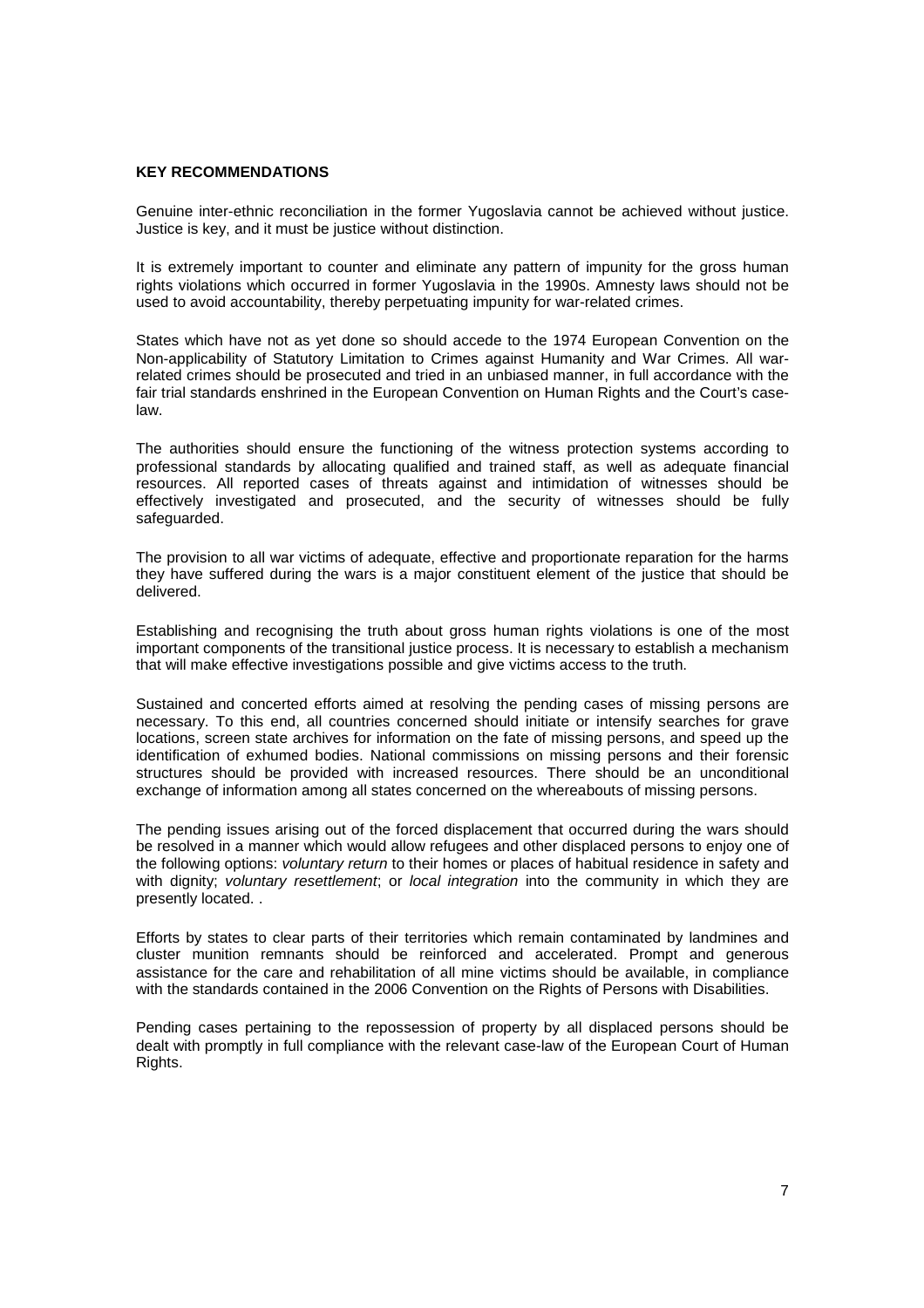**KEY RECOMMENDATIONS**

Genuine inter-ethnic reconciliation in the former Yugoslavia cannot be achieved without justice. Justice is key, and it must be justice without distinction.

It is extremely important to counter and eliminate any pattern of impunity for the gross human rights violations which occurred in former Yugoslavia in the 1990s. Amnesty laws should not be used to avoid accountability, thereby perpetuating impunity for war-related crimes.

States which have not as yet done so should accede to the 1974 European Convention on the Non-applicability of Statutory Limitation to Crimes against Humanity and War Crimes. All war-related crimes should be prosecuted and tried in an unbiased manner, in full accordance with the fair trial standards enshrined in the European Convention on Human Rights and the Court's case-law.

The authorities should ensure the functioning of the witness protection systems according to professional standards by allocating qualified and trained staff, as well as adequate financial resources. All reported cases of threats against and intimidation of witnesses should be effectively investigated and prosecuted, and the security of witnesses should be fully safeguarded.

The provision to all war victims of adequate, effective and proportionate reparation for the harms they have suffered during the wars is a major constituent element of the justice that should be delivered.

Establishing and recognising the truth about gross human rights violations is one of the most important components of the transitional justice process. It is necessary to establish a mechanism that will make effective investigations possible and give victims access to the truth.

Sustained and concerted efforts aimed at resolving the pending cases of missing persons are necessary. To this end, all countries concerned should initiate or intensify searches for grave locations, screen state archives for information on the fate of missing persons, and speed up the identification of exhumed bodies. National commissions on missing persons and their forensic structures should be provided with increased resources. There should be an unconditional exchange of information among all states concerned on the whereabouts of missing persons.

The pending issues arising out of the forced displacement that occurred during the wars should be resolved in a manner which would allow refugees and other displaced persons to enjoy one of the following options: *voluntary return* to their homes or places of habitual residence in safety and with dignity; *voluntary resettlement*; or *local integration* into the community in which they are presently located. .

Efforts by states to clear parts of their territories which remain contaminated by landmines and cluster munition remnants should be reinforced and accelerated. Prompt and generous assistance for the care and rehabilitation of all mine victims should be available, in compliance with the standards contained in the 2006 Convention on the Rights of Persons with Disabilities.

Pending cases pertaining to the repossession of property by all displaced persons should be dealt with promptly in full compliance with the relevant case-law of the European Court of Human Rights.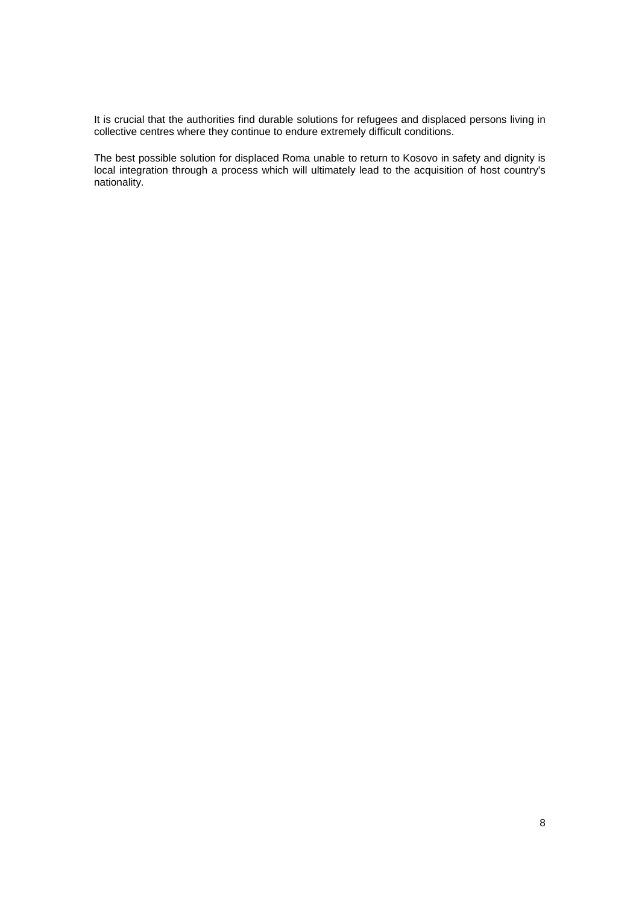It is crucial that the authorities find durable solutions for refugees and displaced persons living in collective centres where they continue to endure extremely difficult conditions.

The best possible solution for displaced Roma unable to return to Kosovo in safety and dignity is local integration through a process which will ultimately lead to the acquisition of host country's nationality.